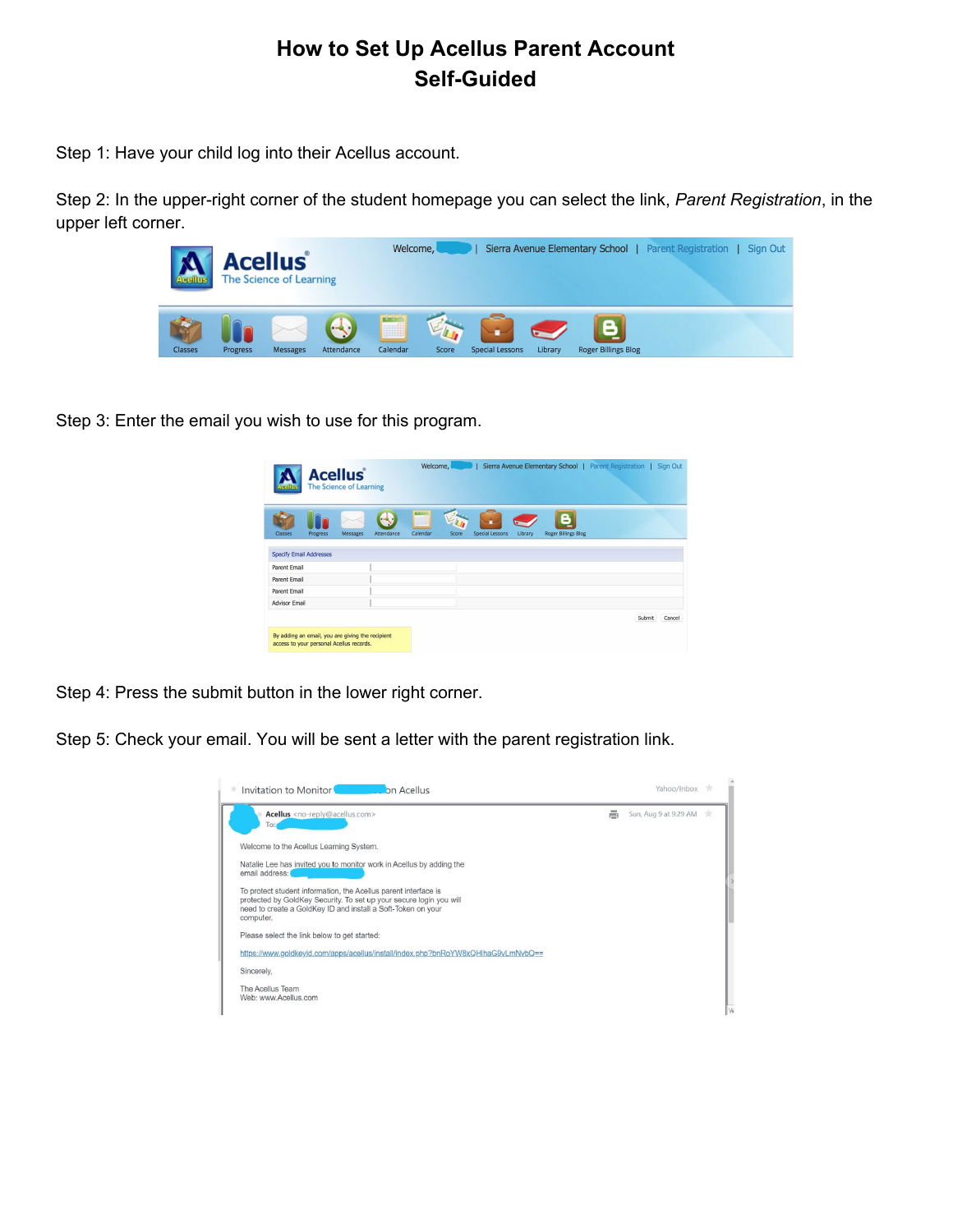# How to Set Up Acellus Parent Account
# Self-Guided

Step 1: Have your child log into their Acellus account.

Step 2: In the upper-right corner of the student homepage you can select the link, *Parent Registration*, in the upper left corner.

Step 3: Enter the email you wish to use for this program.

Step 4: Press the submit button in the lower right corner.

Step 5: Check your email. You will be sent a letter with the parent registration link.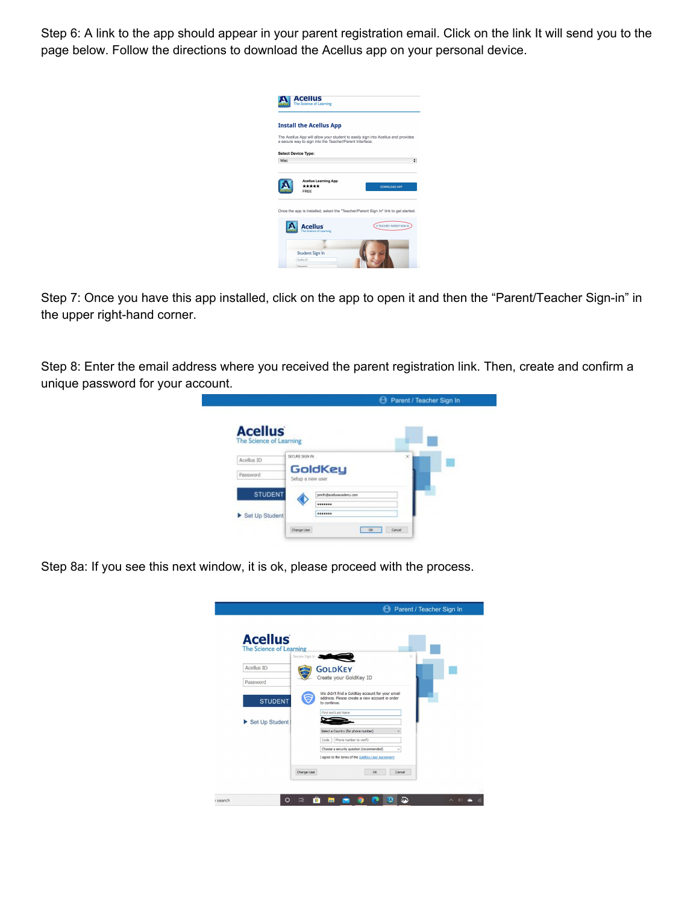Step 6: A link to the app should appear in your parent registration email. Click on the link It will send you to the page below. Follow the directions to download the Acellus app on your personal device.

Step 7: Once you have this app installed, click on the app to open it and then the "Parent/Teacher Sign-in" in the upper right-hand corner.

Step 8: Enter the email address where you received the parent registration link. Then, create and confirm a unique password for your account.

Step 8a: If you see this next window, it is ok, please proceed with the process.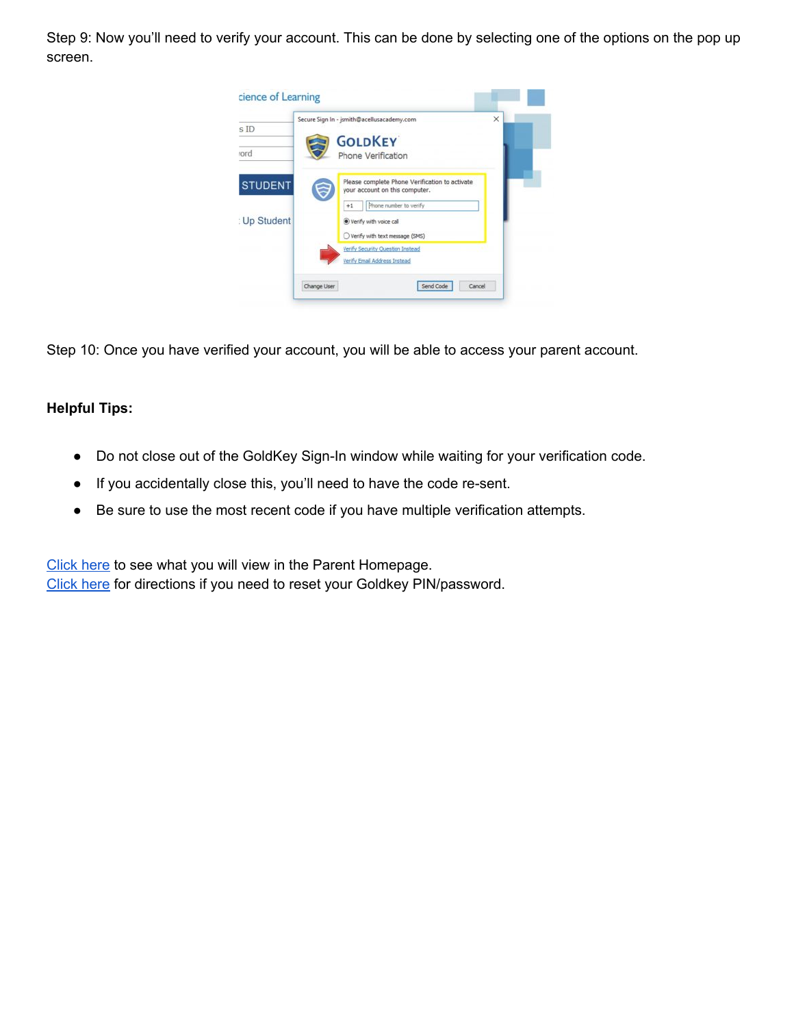Step 9: Now you'll need to verify your account. This can be done by selecting one of the options on the pop up screen.

Step 10: Once you have verified your account, you will be able to access your parent account.

**Helpful Tips:**

- Do not close out of the GoldKey Sign-In window while waiting for your verification code.
- If you accidentally close this, you'll need to have the code re-sent.
- Be sure to use the most recent code if you have multiple verification attempts.

Click here to see what you will view in the Parent Homepage.
Click here for directions if you need to reset your Goldkey PIN/password.